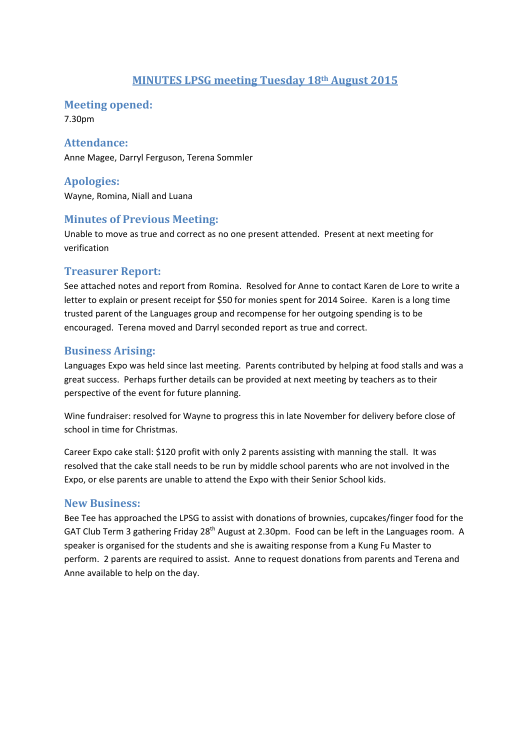# MINUTES LPSG meeting Tuesday 18th August 2015

## Meeting opened:

7.30pm

## Attendance:

Anne Magee, Darryl Ferguson, Terena Sommler

## Apologies:

Wayne, Romina, Niall and Luana

## Minutes of Previous Meeting:

Unable to move as true and correct as no one present attended. Present at next meeting for verification

## Treasurer Report:

See attached notes and report from Romina. Resolved for Anne to contact Karen de Lore to write a letter to explain or present receipt for $50 for monies spent for 2014 Soiree. Karen is a long time trusted parent of the Languages group and recompense for her outgoing spending is to be encouraged. Terena moved and Darryl seconded report as true and correct.

## Business Arising:

Languages Expo was held since last meeting. Parents contributed by helping at food stalls and was a great success. Perhaps further details can be provided at next meeting by teachers as to their perspective of the event for future planning.

Wine fundraiser: resolved for Wayne to progress this in late November for delivery before close of school in time for Christmas.

Career Expo cake stall: $120 profit with only 2 parents assisting with manning the stall. It was resolved that the cake stall needs to be run by middle school parents who are not involved in the Expo, or else parents are unable to attend the Expo with their Senior School kids.

## New Business:

Bee Tee has approached the LPSG to assist with donations of brownies, cupcakes/finger food for the GAT Club Term 3 gathering Friday 28th August at 2.30pm. Food can be left in the Languages room. A speaker is organised for the students and she is awaiting response from a Kung Fu Master to perform. 2 parents are required to assist. Anne to request donations from parents and Terena and Anne available to help on the day.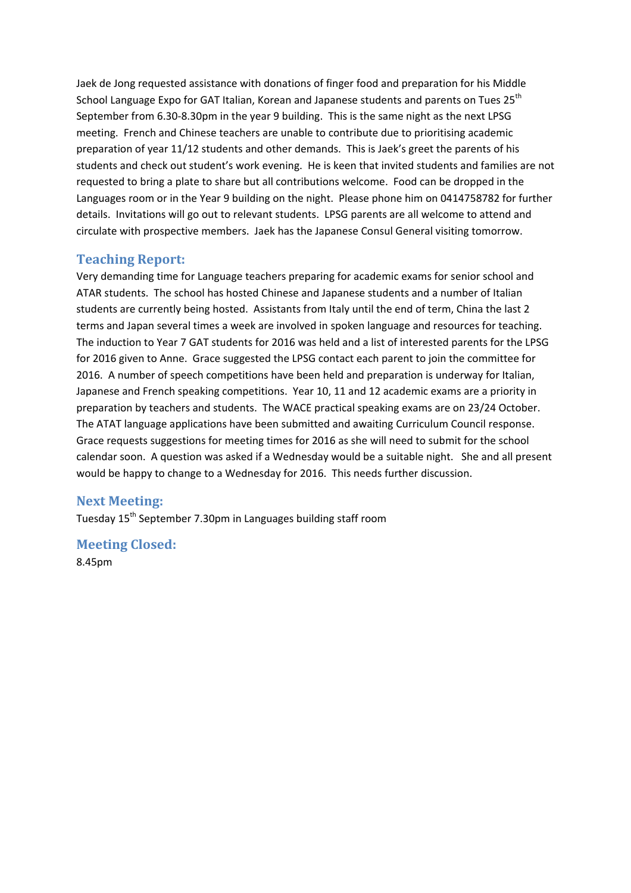Jaek de Jong requested assistance with donations of finger food and preparation for his Middle School Language Expo for GAT Italian, Korean and Japanese students and parents on Tues 25th September from 6.30-8.30pm in the year 9 building. This is the same night as the next LPSG meeting. French and Chinese teachers are unable to contribute due to prioritising academic preparation of year 11/12 students and other demands. This is Jaek's greet the parents of his students and check out student's work evening. He is keen that invited students and families are not requested to bring a plate to share but all contributions welcome. Food can be dropped in the Languages room or in the Year 9 building on the night. Please phone him on 0414758782 for further details. Invitations will go out to relevant students. LPSG parents are all welcome to attend and circulate with prospective members. Jaek has the Japanese Consul General visiting tomorrow.

## Teaching Report:

Very demanding time for Language teachers preparing for academic exams for senior school and ATAR students. The school has hosted Chinese and Japanese students and a number of Italian students are currently being hosted. Assistants from Italy until the end of term, China the last 2 terms and Japan several times a week are involved in spoken language and resources for teaching. The induction to Year 7 GAT students for 2016 was held and a list of interested parents for the LPSG for 2016 given to Anne. Grace suggested the LPSG contact each parent to join the committee for 2016. A number of speech competitions have been held and preparation is underway for Italian, Japanese and French speaking competitions. Year 10, 11 and 12 academic exams are a priority in preparation by teachers and students. The WACE practical speaking exams are on 23/24 October. The ATAT language applications have been submitted and awaiting Curriculum Council response. Grace requests suggestions for meeting times for 2016 as she will need to submit for the school calendar soon. A question was asked if a Wednesday would be a suitable night. She and all present would be happy to change to a Wednesday for 2016. This needs further discussion.

## Next Meeting:

Tuesday 15th September 7.30pm in Languages building staff room

## Meeting Closed:

8.45pm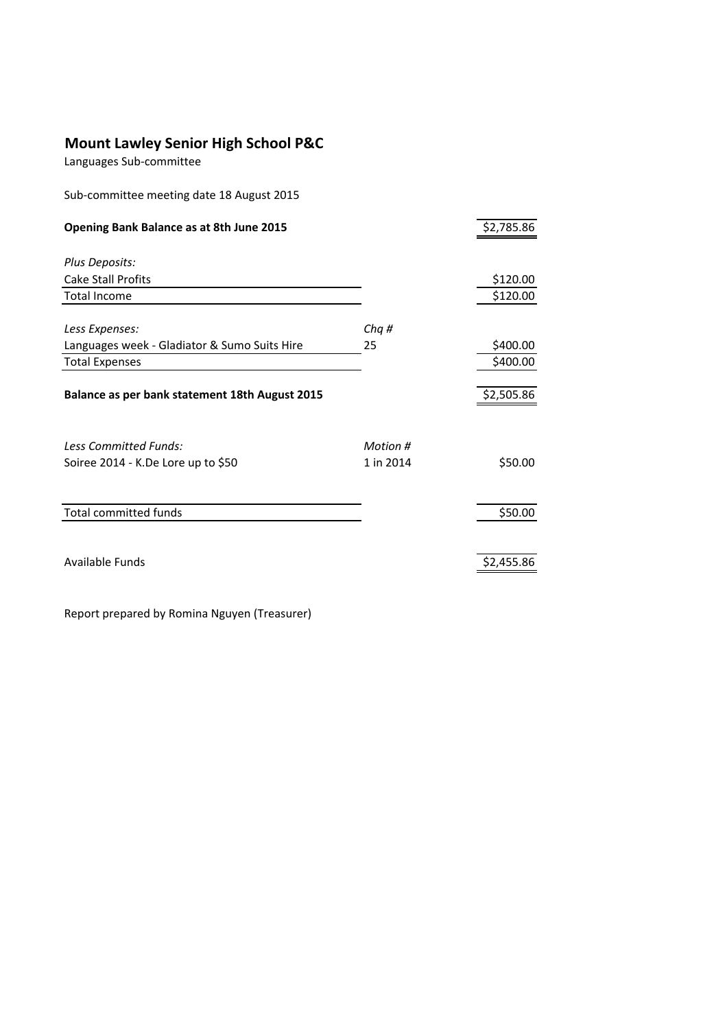## Mount Lawley Senior High School P&C

Languages Sub-committee

Sub-committee meeting date 18 August 2015

| | | |
|---|---|---|
| **Opening Bank Balance as at 8th June 2015** | | $2,785.86 |
| | | |
| *Plus Deposits:* | | |
| Cake Stall Profits | | $120.00 |
| Total Income | | $120.00 |
| | | |
| *Less Expenses:* | *Chq #* | |
| Languages week - Gladiator & Sumo Suits Hire | 25 | $400.00 |
| Total Expenses | | $400.00 |
| | | |
| **Balance as per bank statement 18th August 2015** | | $2,505.86 |
| | | |
| *Less Committed Funds:* | *Motion #* | |
| Soiree 2014 - K.De Lore up to $50 | 1 in 2014 | $50.00 |
| | | |
| Total committed funds | | $50.00 |
| | | |
| Available Funds | | $2,455.86 |

Report prepared by Romina Nguyen (Treasurer)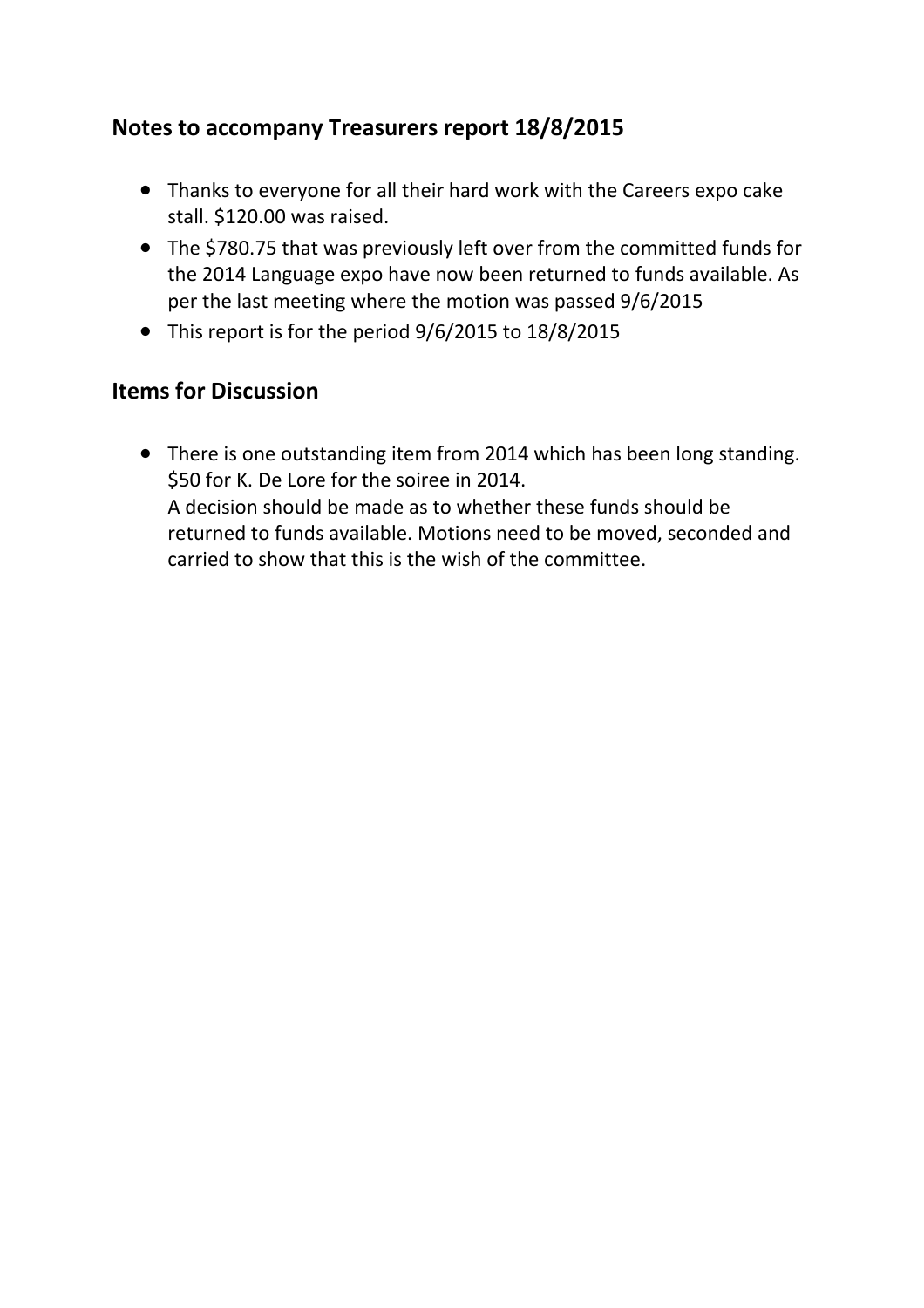## Notes to accompany Treasurers report 18/8/2015

- Thanks to everyone for all their hard work with the Careers expo cake stall. $120.00 was raised.
- The $780.75 that was previously left over from the committed funds for the 2014 Language expo have now been returned to funds available. As per the last meeting where the motion was passed 9/6/2015
- This report is for the period 9/6/2015 to 18/8/2015

## Items for Discussion

- There is one outstanding item from 2014 which has been long standing. $50 for K. De Lore for the soiree in 2014.
  A decision should be made as to whether these funds should be returned to funds available. Motions need to be moved, seconded and carried to show that this is the wish of the committee.